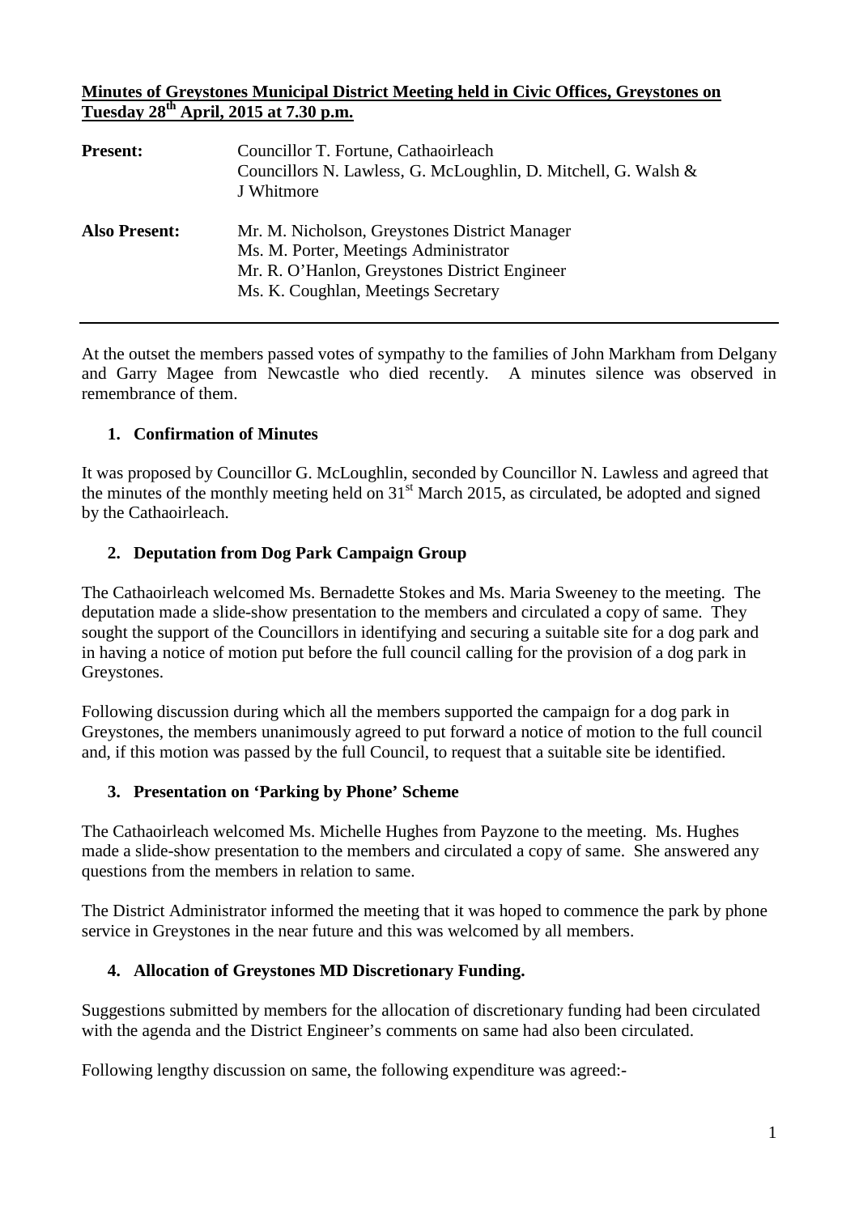**Minutes of Greystones Municipal District Meeting held in Civic Offices, Greystones on Tuesday 28th April, 2015 at 7.30 p.m.**

| | |
|---|---|
| **Present:** | Councillor T. Fortune, Cathaoirleach<br>Councillors N. Lawless, G. McLoughlin, D. Mitchell, G. Walsh & J Whitmore |
| **Also Present:** | Mr. M. Nicholson, Greystones District Manager<br>Ms. M. Porter, Meetings Administrator<br>Mr. R. O'Hanlon, Greystones District Engineer<br>Ms. K. Coughlan, Meetings Secretary |

At the outset the members passed votes of sympathy to the families of John Markham from Delgany and Garry Magee from Newcastle who died recently. A minutes silence was observed in remembrance of them.

1. **Confirmation of Minutes**

It was proposed by Councillor G. McLoughlin, seconded by Councillor N. Lawless and agreed that the minutes of the monthly meeting held on 31st March 2015, as circulated, be adopted and signed by the Cathaoirleach.

2. **Deputation from Dog Park Campaign Group**

The Cathaoirleach welcomed Ms. Bernadette Stokes and Ms. Maria Sweeney to the meeting. The deputation made a slide-show presentation to the members and circulated a copy of same. They sought the support of the Councillors in identifying and securing a suitable site for a dog park and in having a notice of motion put before the full council calling for the provision of a dog park in Greystones.

Following discussion during which all the members supported the campaign for a dog park in Greystones, the members unanimously agreed to put forward a notice of motion to the full council and, if this motion was passed by the full Council, to request that a suitable site be identified.

3. **Presentation on 'Parking by Phone' Scheme**

The Cathaoirleach welcomed Ms. Michelle Hughes from Payzone to the meeting. Ms. Hughes made a slide-show presentation to the members and circulated a copy of same. She answered any questions from the members in relation to same.

The District Administrator informed the meeting that it was hoped to commence the park by phone service in Greystones in the near future and this was welcomed by all members.

4. **Allocation of Greystones MD Discretionary Funding.**

Suggestions submitted by members for the allocation of discretionary funding had been circulated with the agenda and the District Engineer's comments on same had also been circulated.

Following lengthy discussion on same, the following expenditure was agreed:-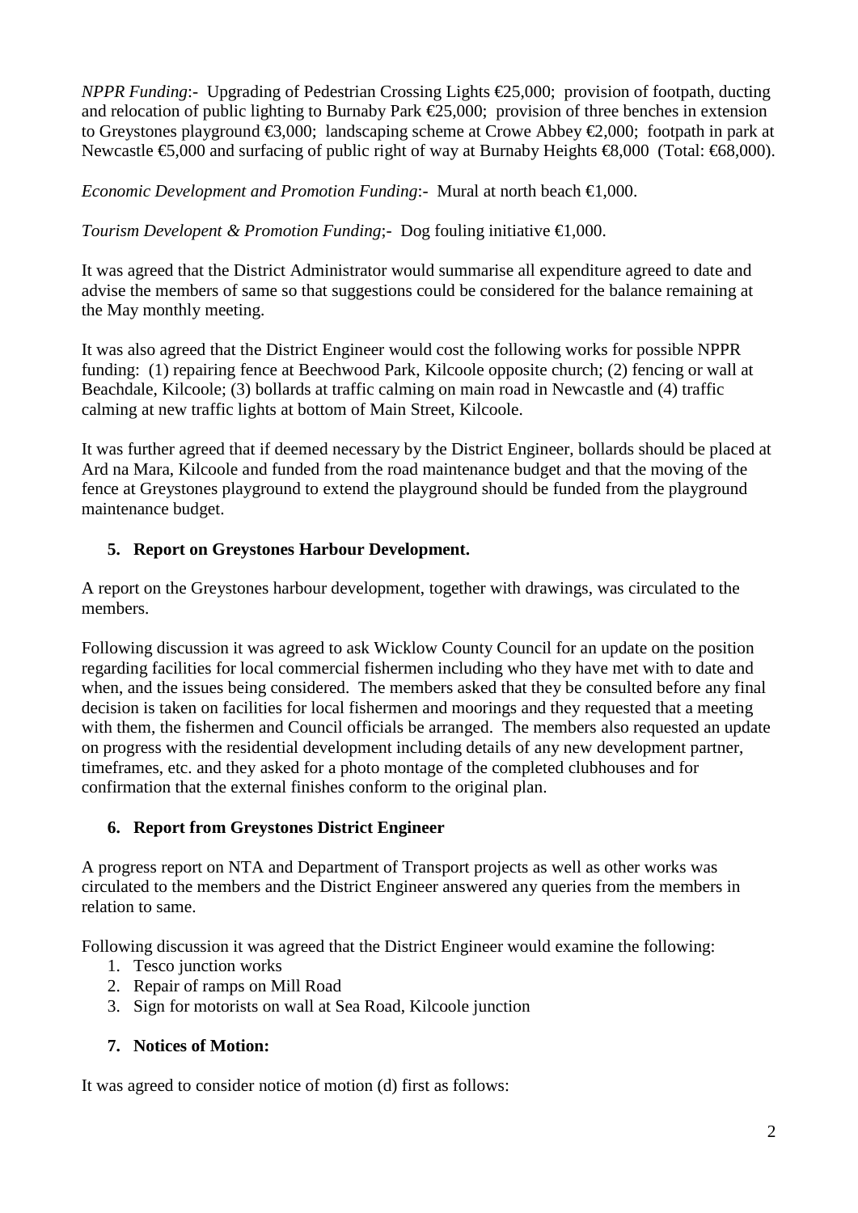*NPPR Funding*:- Upgrading of Pedestrian Crossing Lights €25,000; provision of footpath, ducting and relocation of public lighting to Burnaby Park €25,000; provision of three benches in extension to Greystones playground €3,000; landscaping scheme at Crowe Abbey €2,000; footpath in park at Newcastle €5,000 and surfacing of public right of way at Burnaby Heights €8,000 (Total: €68,000).

*Economic Development and Promotion Funding*:- Mural at north beach €1,000.

*Tourism Developent & Promotion Funding*;- Dog fouling initiative €1,000.

It was agreed that the District Administrator would summarise all expenditure agreed to date and advise the members of same so that suggestions could be considered for the balance remaining at the May monthly meeting.

It was also agreed that the District Engineer would cost the following works for possible NPPR funding: (1) repairing fence at Beechwood Park, Kilcoole opposite church; (2) fencing or wall at Beachdale, Kilcoole; (3) bollards at traffic calming on main road in Newcastle and (4) traffic calming at new traffic lights at bottom of Main Street, Kilcoole.

It was further agreed that if deemed necessary by the District Engineer, bollards should be placed at Ard na Mara, Kilcoole and funded from the road maintenance budget and that the moving of the fence at Greystones playground to extend the playground should be funded from the playground maintenance budget.

**5. Report on Greystones Harbour Development.**

A report on the Greystones harbour development, together with drawings, was circulated to the members.

Following discussion it was agreed to ask Wicklow County Council for an update on the position regarding facilities for local commercial fishermen including who they have met with to date and when, and the issues being considered. The members asked that they be consulted before any final decision is taken on facilities for local fishermen and moorings and they requested that a meeting with them, the fishermen and Council officials be arranged. The members also requested an update on progress with the residential development including details of any new development partner, timeframes, etc. and they asked for a photo montage of the completed clubhouses and for confirmation that the external finishes conform to the original plan.

**6. Report from Greystones District Engineer**

A progress report on NTA and Department of Transport projects as well as other works was circulated to the members and the District Engineer answered any queries from the members in relation to same.

Following discussion it was agreed that the District Engineer would examine the following:

1. Tesco junction works
2. Repair of ramps on Mill Road
3. Sign for motorists on wall at Sea Road, Kilcoole junction

**7. Notices of Motion:**

It was agreed to consider notice of motion (d) first as follows: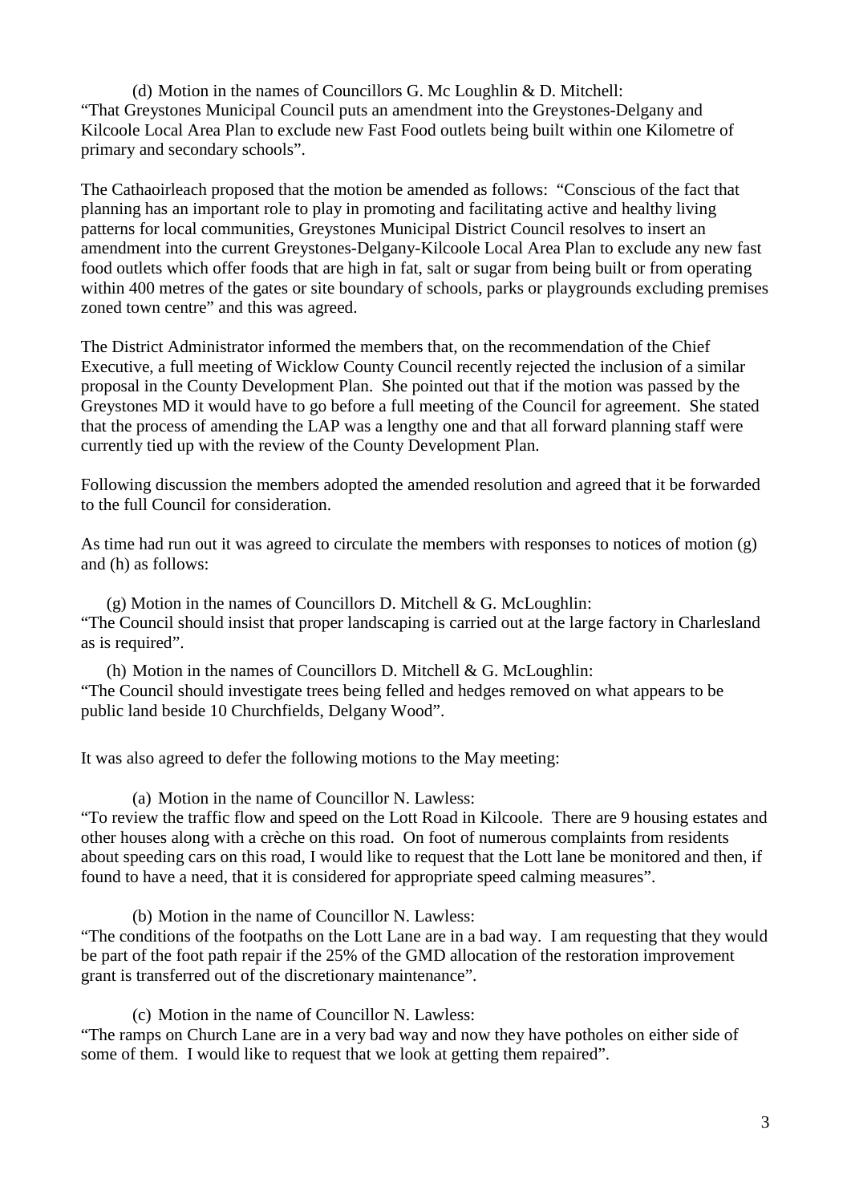(d) Motion in the names of Councillors G. Mc Loughlin & D. Mitchell:
"That Greystones Municipal Council puts an amendment into the Greystones-Delgany and Kilcoole Local Area Plan to exclude new Fast Food outlets being built within one Kilometre of primary and secondary schools".

The Cathaoirleach proposed that the motion be amended as follows: "Conscious of the fact that planning has an important role to play in promoting and facilitating active and healthy living patterns for local communities, Greystones Municipal District Council resolves to insert an amendment into the current Greystones-Delgany-Kilcoole Local Area Plan to exclude any new fast food outlets which offer foods that are high in fat, salt or sugar from being built or from operating within 400 metres of the gates or site boundary of schools, parks or playgrounds excluding premises zoned town centre" and this was agreed.

The District Administrator informed the members that, on the recommendation of the Chief Executive, a full meeting of Wicklow County Council recently rejected the inclusion of a similar proposal in the County Development Plan. She pointed out that if the motion was passed by the Greystones MD it would have to go before a full meeting of the Council for agreement. She stated that the process of amending the LAP was a lengthy one and that all forward planning staff were currently tied up with the review of the County Development Plan.

Following discussion the members adopted the amended resolution and agreed that it be forwarded to the full Council for consideration.

As time had run out it was agreed to circulate the members with responses to notices of motion (g) and (h) as follows:

(g) Motion in the names of Councillors D. Mitchell & G. McLoughlin:
"The Council should insist that proper landscaping is carried out at the large factory in Charlesland as is required".

(h) Motion in the names of Councillors D. Mitchell & G. McLoughlin:
"The Council should investigate trees being felled and hedges removed on what appears to be public land beside 10 Churchfields, Delgany Wood".

It was also agreed to defer the following motions to the May meeting:

(a) Motion in the name of Councillor N. Lawless:
"To review the traffic flow and speed on the Lott Road in Kilcoole. There are 9 housing estates and other houses along with a crèche on this road. On foot of numerous complaints from residents about speeding cars on this road, I would like to request that the Lott lane be monitored and then, if found to have a need, that it is considered for appropriate speed calming measures".

(b) Motion in the name of Councillor N. Lawless:
"The conditions of the footpaths on the Lott Lane are in a bad way. I am requesting that they would be part of the foot path repair if the 25% of the GMD allocation of the restoration improvement grant is transferred out of the discretionary maintenance".

(c) Motion in the name of Councillor N. Lawless:
"The ramps on Church Lane are in a very bad way and now they have potholes on either side of some of them. I would like to request that we look at getting them repaired".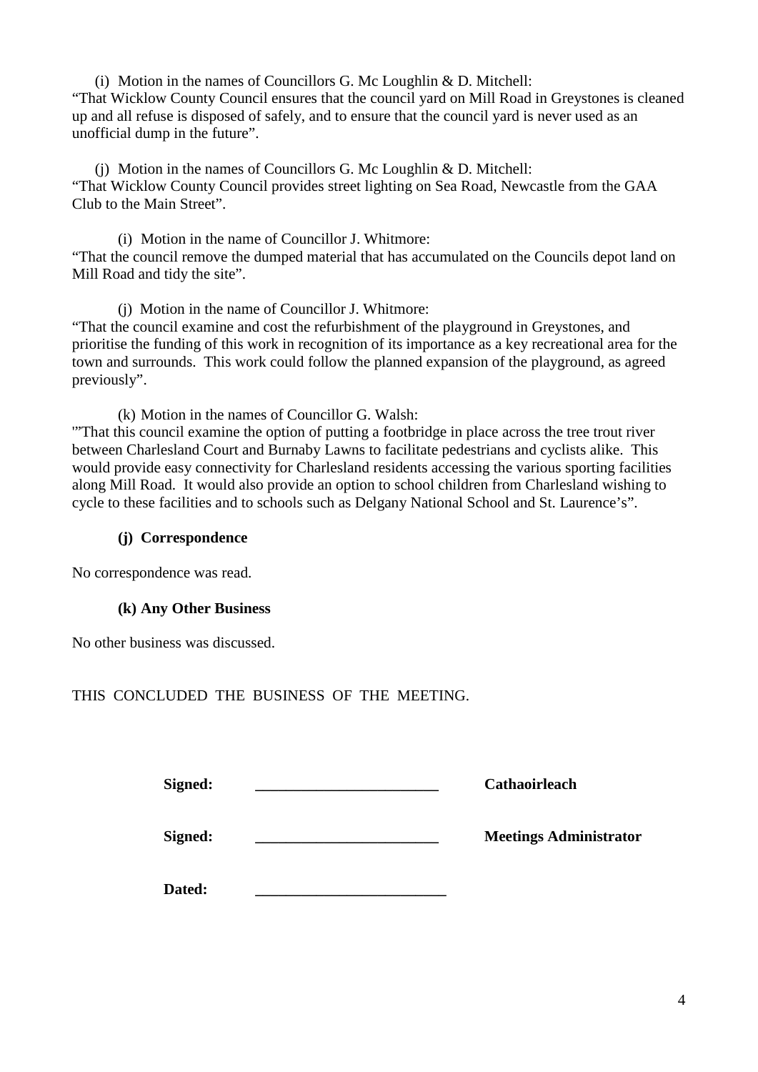(i) Motion in the names of Councillors G. Mc Loughlin & D. Mitchell:
"That Wicklow County Council ensures that the council yard on Mill Road in Greystones is cleaned up and all refuse is disposed of safely, and to ensure that the council yard is never used as an unofficial dump in the future".

(j) Motion in the names of Councillors G. Mc Loughlin & D. Mitchell:
"That Wicklow County Council provides street lighting on Sea Road, Newcastle from the GAA Club to the Main Street".

(i) Motion in the name of Councillor J. Whitmore:
"That the council remove the dumped material that has accumulated on the Councils depot land on Mill Road and tidy the site".

(j) Motion in the name of Councillor J. Whitmore:
"That the council examine and cost the refurbishment of the playground in Greystones, and prioritise the funding of this work in recognition of its importance as a key recreational area for the town and surrounds. This work could follow the planned expansion of the playground, as agreed previously".

(k) Motion in the names of Councillor G. Walsh:
""That this council examine the option of putting a footbridge in place across the tree trout river between Charlesland Court and Burnaby Lawns to facilitate pedestrians and cyclists alike. This would provide easy connectivity for Charlesland residents accessing the various sporting facilities along Mill Road. It would also provide an option to school children from Charlesland wishing to cycle to these facilities and to schools such as Delgany National School and St. Laurence's".

**(j) Correspondence**

No correspondence was read.

**(k) Any Other Business**

No other business was discussed.

THIS CONCLUDED THE BUSINESS OF THE MEETING.

**Signed:** ________________________ **Cathaoirleach**

**Signed:** ________________________ **Meetings Administrator**

**Dated:** ________________________